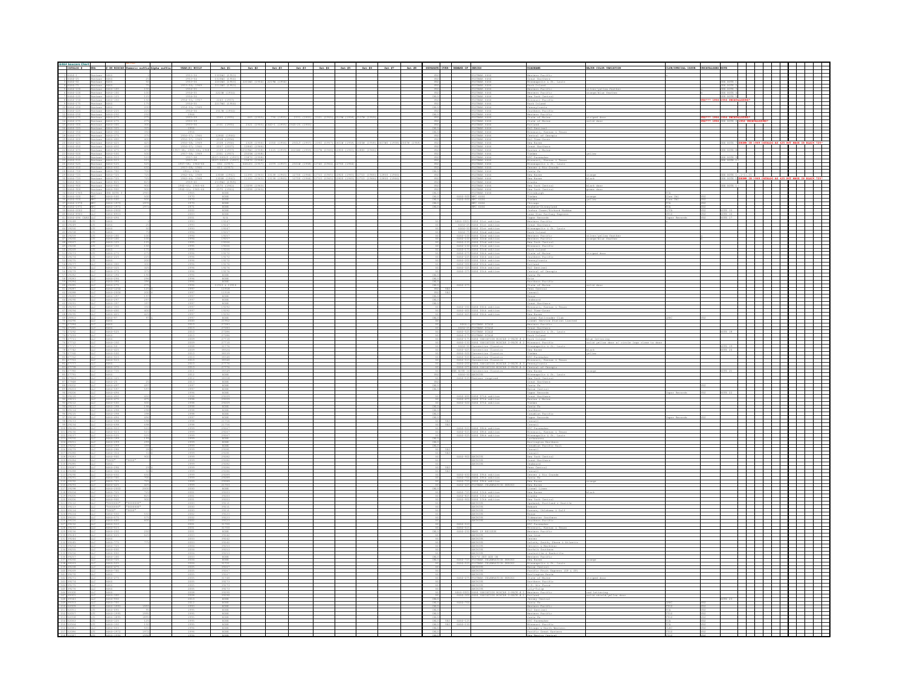# 6464 Boxcars Chart

| CATALOG # | ERA | # ON BOXCAR | Numeric suffix | Alpha suffix | YEAR(S) BUILT | Set #1 | Set #2 | Set #3 | Set #4 | Set #5 | Set #6 | Set #7 | Set #8 | SEPARATE | OVER | REMAKE OF | SERIES | ROADNAME | MAJOR COLOR VARIATION | CLUB/SPECIAL ISSUE | UNCATALOGED | NOTE |
|---|---|---|---|---|---|---|---|---|---|---|---|---|---|---|---|---|---|---|---|---|---|---|